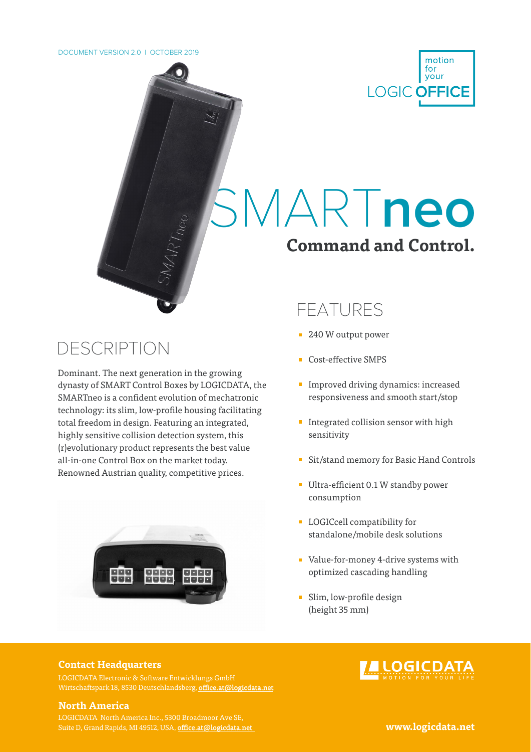DOCUMENT VERSION 2.0 | OCTOBER 2019

motion for your LOGIC OFFICE

# SMARTneo

## Command and Control.

## DESCRIPTION

Dominant. The next generation in the growing dynasty of SMART Control Boxes by LOGICDATA, the SMARTneo is a confident evolution of mechatronic technology: its slim, low-profile housing facilitating total freedom in design. Featuring an integrated, highly sensitive collision detection system, this (r)evolutionary product represents the best value all-in-one Control Box on the market today. Renowned Austrian quality, competitive prices.

## FEATURES

- 240 W output power
- Cost-effective SMPS
- Improved driving dynamics: increased responsiveness and smooth start/stop
- Integrated collision sensor with high sensitivity
- Sit/stand memory for Basic Hand Controls
- Ultra-efficient 0.1 W standby power consumption
- LOGICcell compatibility for standalone/mobile desk solutions
- Value-for-money 4-drive systems with optimized cascading handling
- Slim, low-profile design (height 35 mm)

**Contact Headquarters**

LOGICDATA Electronic & Software Entwicklungs GmbH
Wirtschaftspark 18, 8530 Deutschlandsberg, office.at@logicdata.net

**North America**

LOGICDATA North America Inc., 5300 Broadmoor Ave SE,
Suite D, Grand Rapids, MI 49512, USA, office.at@logicdata.net

LOGICDATA MOTION FOR YOUR LIFE

**www.logicdata.net**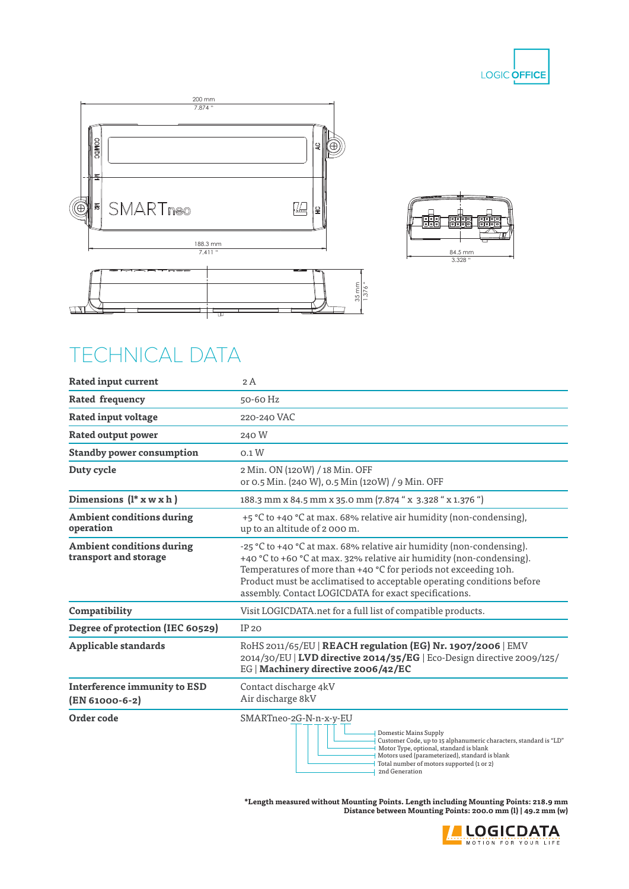LOGIC OFFICE

200 mm
7.874 "

188.3 mm
7.411 "

84.5 mm
3.328 "

35 mm
1.376 "

# TECHNICAL DATA

| | |
|---|---|
| **Rated input current** | 2 A |
| **Rated frequency** | 50-60 Hz |
| **Rated input voltage** | 220-240 VAC |
| **Rated output power** | 240 W |
| **Standby power consumption** | 0.1 W |
| **Duty cycle** | 2 Min. ON (120W) / 18 Min. OFF<br>or 0.5 Min. (240 W), 0.5 Min (120W) / 9 Min. OFF |
| **Dimensions (l* x w x h )** | 188.3 mm x 84.5 mm x 35.0 mm (7.874 " x 3.328 " x 1.376 ") |
| **Ambient conditions during operation** | +5 °C to +40 °C at max. 68% relative air humidity (non-condensing), up to an altitude of 2 000 m. |
| **Ambient conditions during transport and storage** | -25 °C to +40 °C at max. 68% relative air humidity (non-condensing).<br>+40 °C to +60 °C at max. 32% relative air humidity (non-condensing).<br>Temperatures of more than +40 °C for periods not exceeding 10h.<br>Product must be acclimatised to acceptable operating conditions before assembly. Contact LOGICDATA for exact specifications. |
| **Compatibility** | Visit LOGICDATA.net for a full list of compatible products. |
| **Degree of protection (IEC 60529)** | IP 20 |
| **Applicable standards** | RoHS 2011/65/EU \| **REACH regulation (EG) Nr. 1907/2006** \| EMV 2014/30/EU \| **LVD directive 2014/35/EG** \| Eco-Design directive 2009/125/EG \| **Machinery directive 2006/42/EC** |
| **Interference immunity to ESD (EN 61000-6-2)** | Contact discharge 4kV<br>Air discharge 8kV |
| **Order code** | SMARTneo-2G-N-n-x-y-EU |

Order code legend (SMARTneo-2G-N-n-x-y-EU):

- Domestic Mains Supply
- Customer Code, up to 15 alphanumeric characters, standard is "LD"
- Motor Type, optional, standard is blank
- Motors used (parameterized), standard is blank
- Total number of motors supported (1 or 2)
- 2nd Generation

***Length measured without Mounting Points. Length including Mounting Points: 218.9 mm**
**Distance between Mounting Points: 200.0 mm (l) | 49.2 mm (w)**

LOGICDATA
MOTION FOR YOUR LIFE